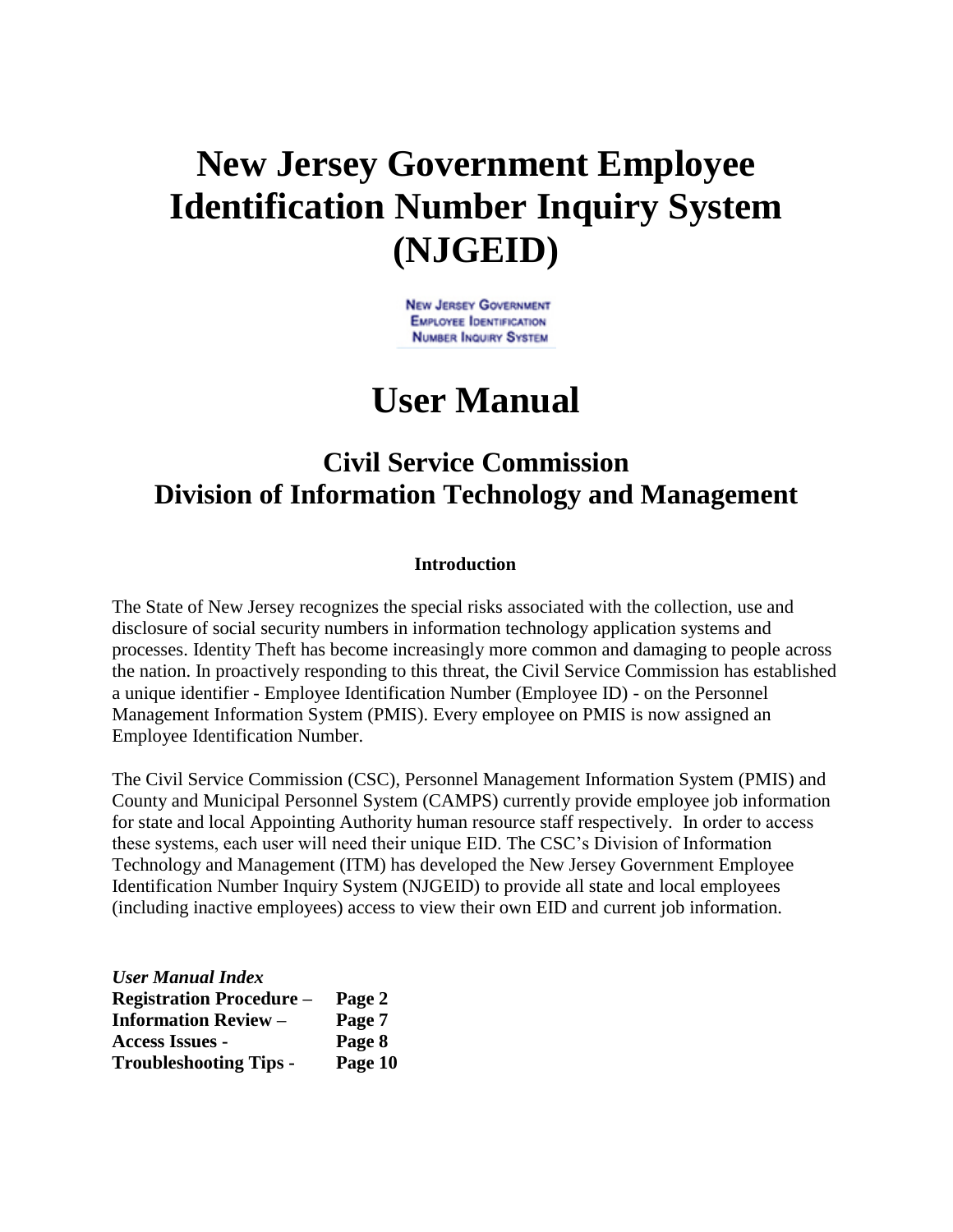# New Jersey Government Employee Identification Number Inquiry System (NJGEID)

New Jersey Government
Employee Identification
Number Inquiry System

# User Manual

## Civil Service Commission
## Division of Information Technology and Management

### Introduction

The State of New Jersey recognizes the special risks associated with the collection, use and disclosure of social security numbers in information technology application systems and processes. Identity Theft has become increasingly more common and damaging to people across the nation. In proactively responding to this threat, the Civil Service Commission has established a unique identifier - Employee Identification Number (Employee ID) - on the Personnel Management Information System (PMIS). Every employee on PMIS is now assigned an Employee Identification Number.

The Civil Service Commission (CSC), Personnel Management Information System (PMIS) and County and Municipal Personnel System (CAMPS) currently provide employee job information for state and local Appointing Authority human resource staff respectively. In order to access these systems, each user will need their unique EID. The CSC's Division of Information Technology and Management (ITM) has developed the New Jersey Government Employee Identification Number Inquiry System (NJGEID) to provide all state and local employees (including inactive employees) access to view their own EID and current job information.

***User Manual Index***

| | |
|---|---|
| **Registration Procedure –** | **Page 2** |
| **Information Review –** | **Page 7** |
| **Access Issues -** | **Page 8** |
| **Troubleshooting Tips -** | **Page 10** |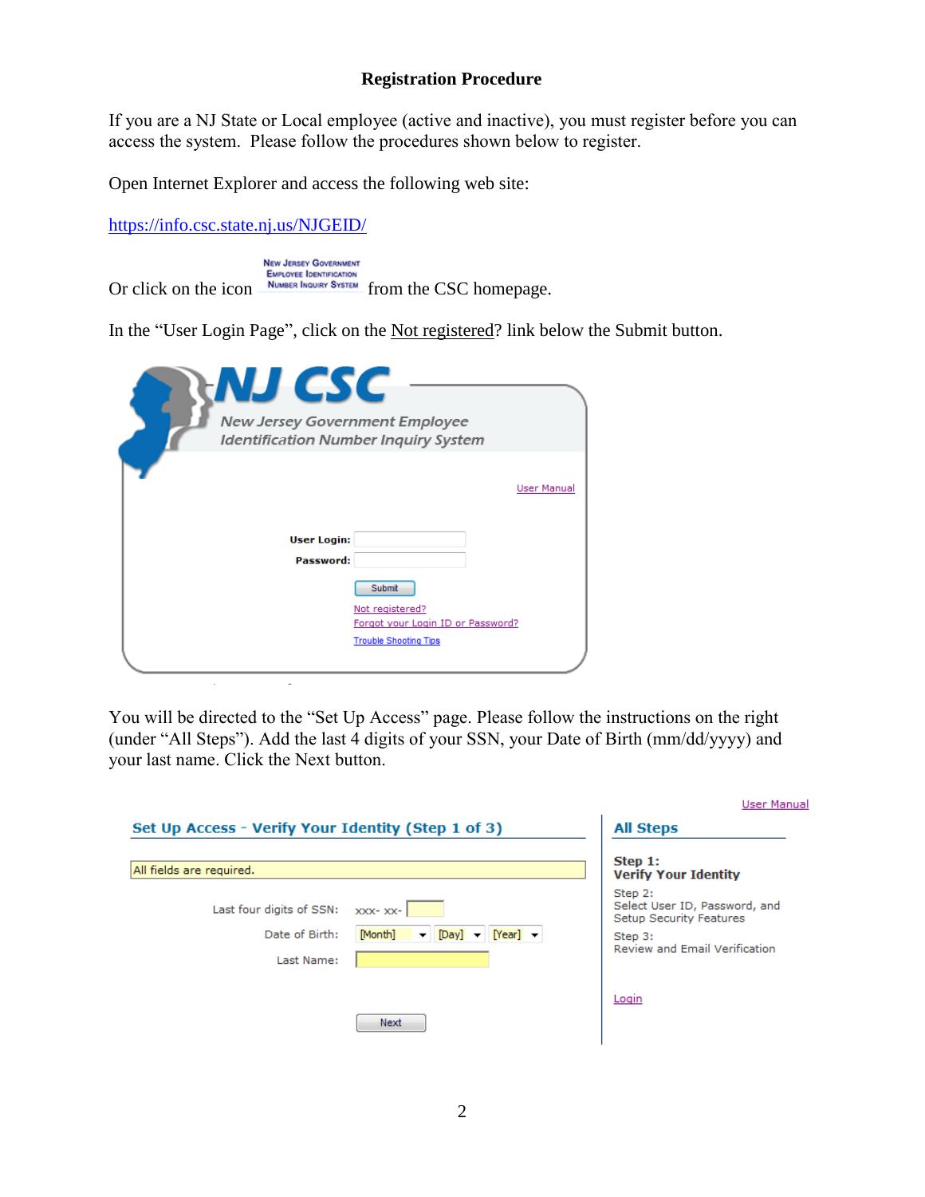## Registration Procedure

If you are a NJ State or Local employee (active and inactive), you must register before you can access the system. Please follow the procedures shown below to register.

Open Internet Explorer and access the following web site:

https://info.csc.state.nj.us/NJGEID/

Or click on the icon NEW JERSEY GOVERNMENT EMPLOYEE IDENTIFICATION NUMBER INQUIRY SYSTEM from the CSC homepage.

In the "User Login Page", click on the Not registered? link below the Submit button.

NJ CSC

*New Jersey Government Employee Identification Number Inquiry System*

User Manual

**User Login:**

**Password:**

Submit

Not registered?
Forgot your Login ID or Password?
Trouble Shooting Tips

You will be directed to the "Set Up Access" page. Please follow the instructions on the right (under "All Steps"). Add the last 4 digits of your SSN, your Date of Birth (mm/dd/yyyy) and your last name. Click the Next button.

User Manual

**Set Up Access - Verify Your Identity (Step 1 of 3)**

All fields are required.

Last four digits of SSN: xxx- xx-

Date of Birth: [Month] [Day] [Year]

Last Name:

Next

**All Steps**

**Step 1:**
**Verify Your Identity**

Step 2:
Select User ID, Password, and Setup Security Features

Step 3:
Review and Email Verification

Login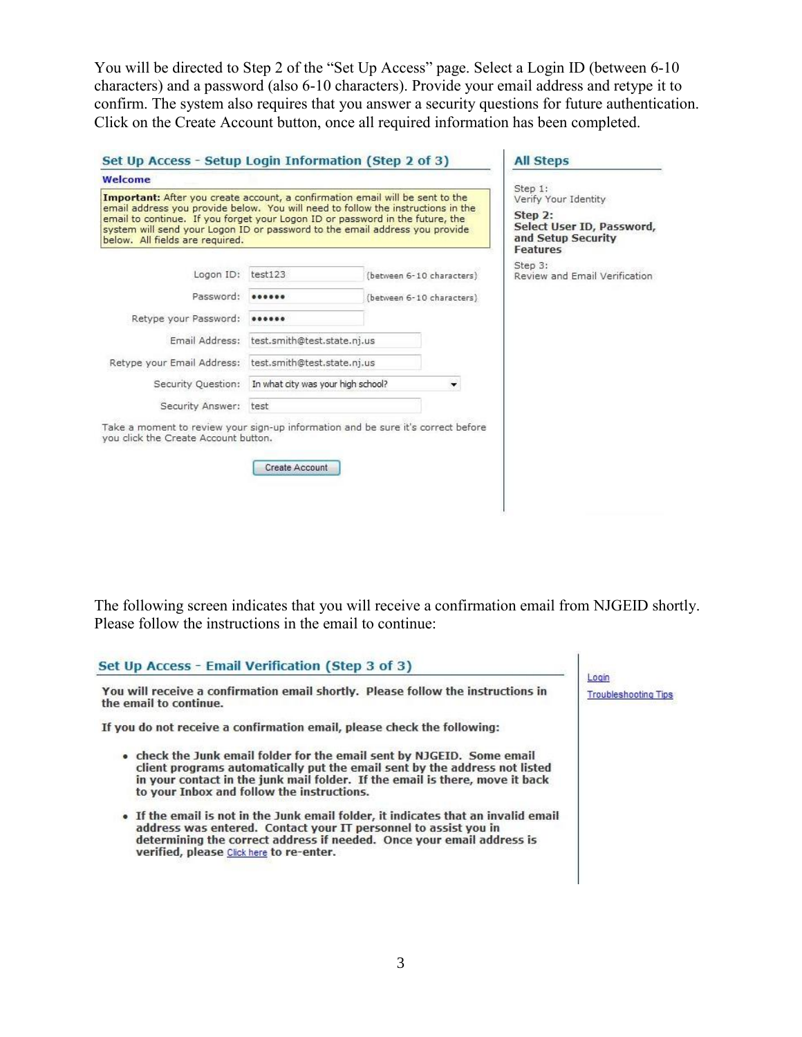You will be directed to Step 2 of the "Set Up Access" page. Select a Login ID (between 6-10 characters) and a password (also 6-10 characters). Provide your email address and retype it to confirm. The system also requires that you answer a security questions for future authentication. Click on the Create Account button, once all required information has been completed.

**Set Up Access - Setup Login Information (Step 2 of 3)**

**Welcome**

**Important:** After you create account, a confirmation email will be sent to the email address you provide below. You will need to follow the instructions in the email to continue. If you forget your Logon ID or password in the future, the system will send your Logon ID or password to the email address you provide below. All fields are required.

| | | |
|---|---|---|
| Logon ID: | test123 | (between 6-10 characters) |
| Password: | •••••• | (between 6-10 characters) |
| Retype your Password: | •••••• | |
| Email Address: | test.smith@test.state.nj.us | |
| Retype your Email Address: | test.smith@test.state.nj.us | |
| Security Question: | In what city was your high school? | |
| Security Answer: | test | |

Take a moment to review your sign-up information and be sure it's correct before you click the Create Account button.

Create Account

**All Steps**

Step 1:
Verify Your Identity

**Step 2:**
**Select User ID, Password, and Setup Security Features**

Step 3:
Review and Email Verification

The following screen indicates that you will receive a confirmation email from NJGEID shortly. Please follow the instructions in the email to continue:

**Set Up Access - Email Verification (Step 3 of 3)**

**You will receive a confirmation email shortly. Please follow the instructions in the email to continue.**

**If you do not receive a confirmation email, please check the following:**

- **check the Junk email folder for the email sent by NJGEID. Some email client programs automatically put the email sent by the address not listed in your contact in the junk mail folder. If the email is there, move it back to your Inbox and follow the instructions.**
- **If the email is not in the Junk email folder, it indicates that an invalid email address was entered. Contact your IT personnel to assist you in determining the correct address if needed. Once your email address is verified, please** Click here **to re-enter.**

Login

Troubleshooting Tips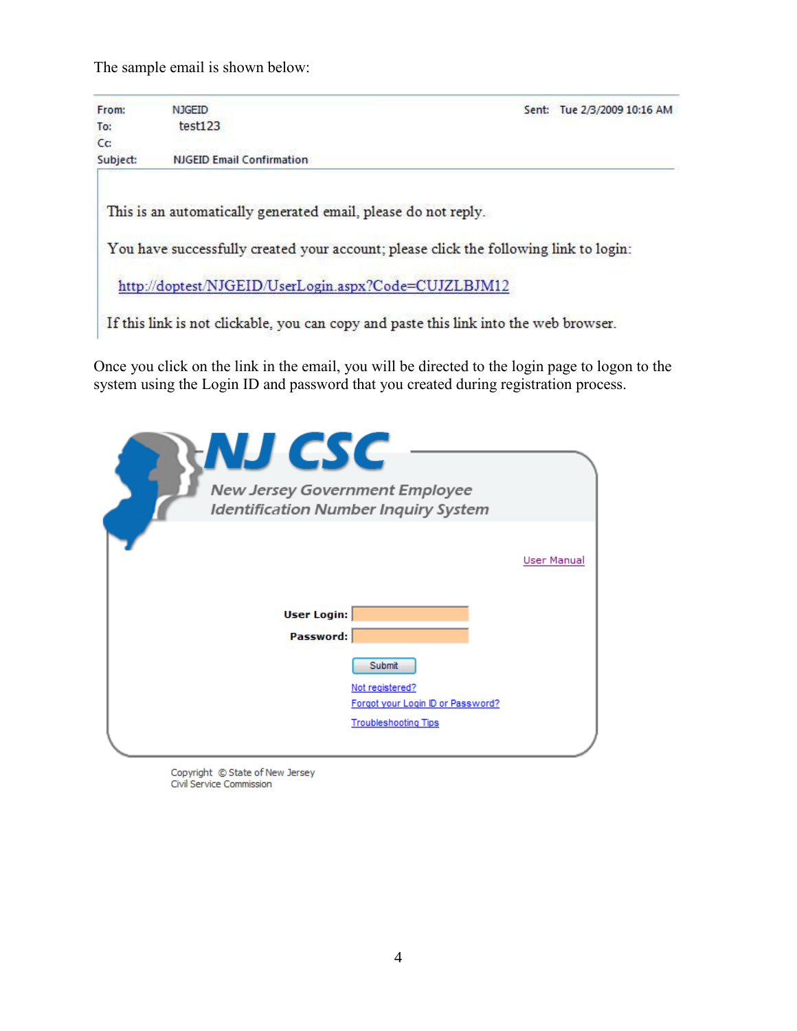The sample email is shown below:

From: NJGEID

To: test123

Cc:

Subject: NJGEID Email Confirmation

Sent: Tue 2/3/2009 10:16 AM

This is an automatically generated email, please do not reply.

You have successfully created your account; please click the following link to login:

http://doptest/NJGEID/UserLogin.aspx?Code=CUJZLBJM12

If this link is not clickable, you can copy and paste this link into the web browser.

Once you click on the link in the email, you will be directed to the login page to logon to the system using the Login ID and password that you created during registration process.

NJ CSC

New Jersey Government Employee Identification Number Inquiry System

User Manual

User Login:

Password:

Submit

Not registered?

Forgot your Login ID or Password?

Troubleshooting Tips

Copyright © State of New Jersey
Civil Service Commission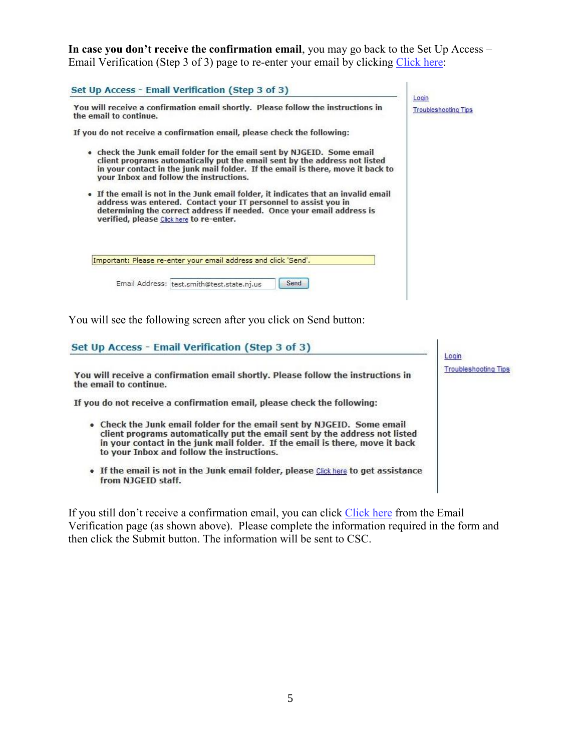**In case you don't receive the confirmation email**, you may go back to the Set Up Access – Email Verification (Step 3 of 3) page to re-enter your email by clicking Click here:

### Set Up Access - Email Verification (Step 3 of 3)

Login

Troubleshooting Tips

**You will receive a confirmation email shortly. Please follow the instructions in the email to continue.**

**If you do not receive a confirmation email, please check the following:**

- **check the Junk email folder for the email sent by NJGEID. Some email client programs automatically put the email sent by the address not listed in your contact in the junk mail folder. If the email is there, move it back to your Inbox and follow the instructions.**
- **If the email is not in the Junk email folder, it indicates that an invalid email address was entered. Contact your IT personnel to assist you in determining the correct address if needed. Once your email address is verified, please Click here to re-enter.**

Important: Please re-enter your email address and click 'Send'.

Email Address: test.smith@test.state.nj.us Send

You will see the following screen after you click on Send button:

### Set Up Access - Email Verification (Step 3 of 3)

Login

Troubleshooting Tips

**You will receive a confirmation email shortly. Please follow the instructions in the email to continue.**

**If you do not receive a confirmation email, please check the following:**

- **Check the Junk email folder for the email sent by NJGEID. Some email client programs automatically put the email sent by the address not listed in your contact in the junk mail folder. If the email is there, move it back to your Inbox and follow the instructions.**
- **If the email is not in the Junk email folder, please Click here to get assistance from NJGEID staff.**

If you still don't receive a confirmation email, you can click Click here from the Email Verification page (as shown above). Please complete the information required in the form and then click the Submit button. The information will be sent to CSC.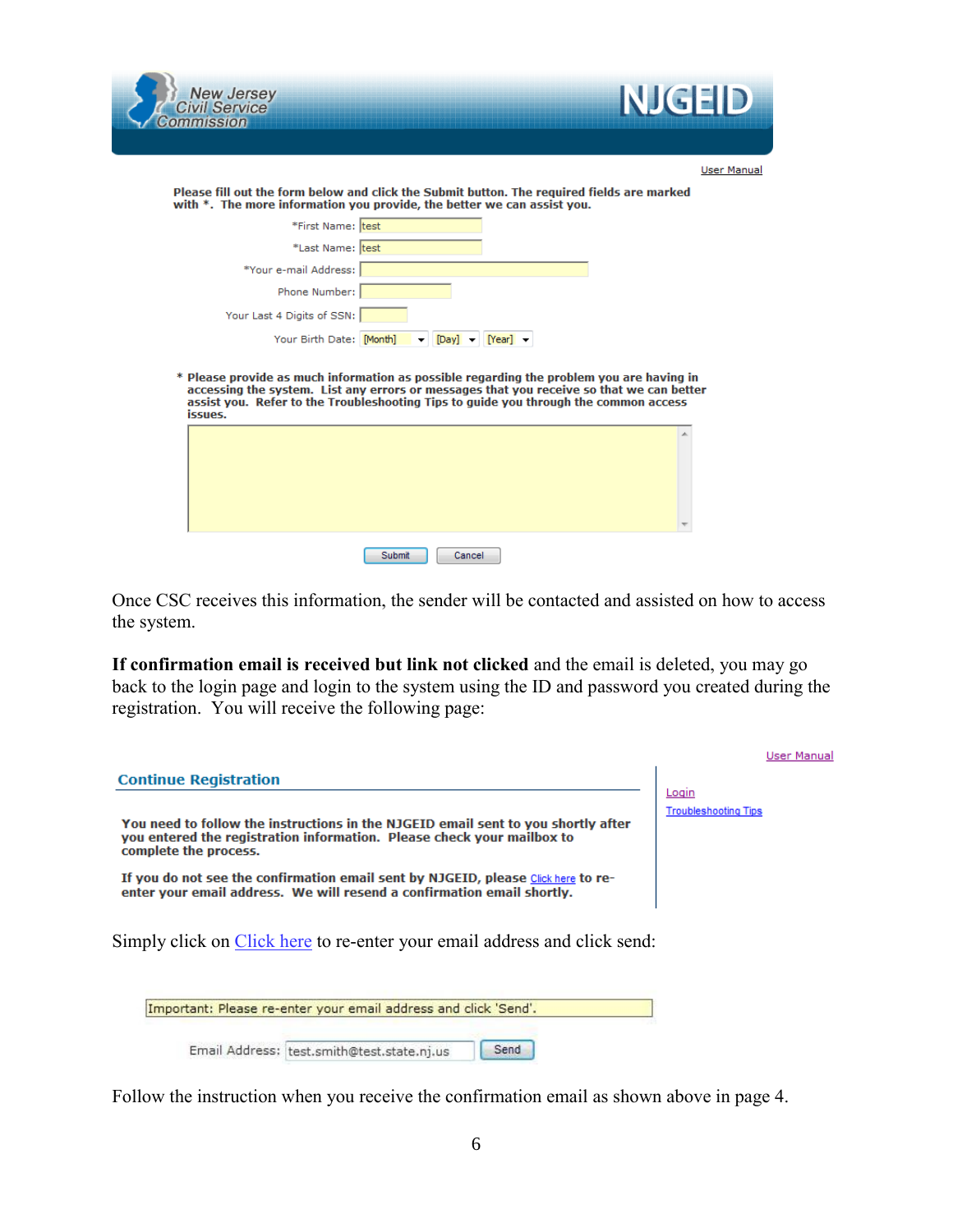New Jersey Civil Service Commission — NJGEID

User Manual

**Please fill out the form below and click the Submit button. The required fields are marked with \*. The more information you provide, the better we can assist you.**

*First Name: test

*Last Name: test

*Your e-mail Address:

Phone Number:

Your Last 4 Digits of SSN:

Your Birth Date: [Month] [Day] [Year]

\* **Please provide as much information as possible regarding the problem you are having in accessing the system. List any errors or messages that you receive so that we can better assist you. Refer to the Troubleshooting Tips to guide you through the common access issues.**

Submit Cancel

Once CSC receives this information, the sender will be contacted and assisted on how to access the system.

**If confirmation email is received but link not clicked** and the email is deleted, you may go back to the login page and login to the system using the ID and password you created during the registration. You will receive the following page:

User Manual

**Continue Registration**

Login

Troubleshooting Tips

**You need to follow the instructions in the NJGEID email sent to you shortly after you entered the registration information. Please check your mailbox to complete the process.**

**If you do not see the confirmation email sent by NJGEID, please** Click here **to re-enter your email address. We will resend a confirmation email shortly.**

Simply click on Click here to re-enter your email address and click send:

Important: Please re-enter your email address and click 'Send'.

Email Address: test.smith@test.state.nj.us Send

Follow the instruction when you receive the confirmation email as shown above in page 4.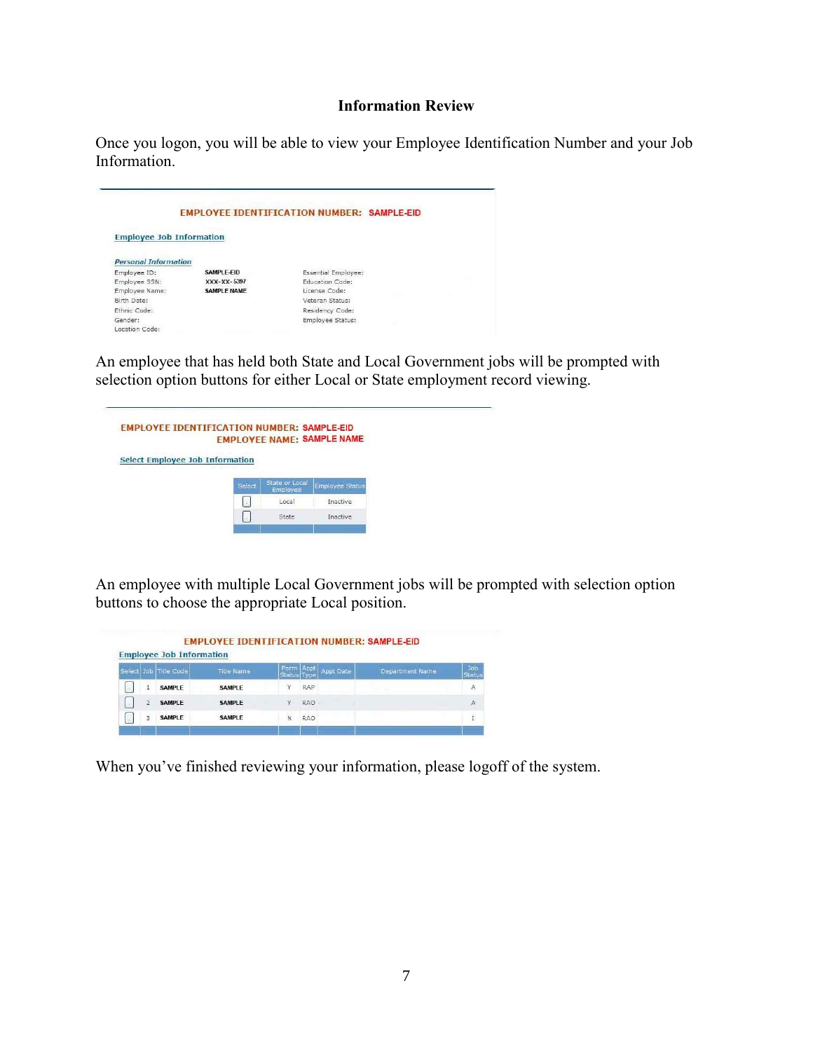**Information Review**

Once you logon, you will be able to view your Employee Identification Number and your Job Information.

EMPLOYEE IDENTIFICATION NUMBER: SAMPLE-EID

Employee Job Information

*Personal Information*

| | | | |
|---|---|---|---|
| Employee ID: | SAMPLE-EID | Essential Employee: | |
| Employee SSN: | XXX-XX-5397 | Education Code: | |
| Employee Name: | SAMPLE NAME | License Code: | |
| Birth Date: | | Veteran Status: | |
| Ethnic Code: | | Residency Code: | |
| Gender: | | Employee Status: | |
| Location Code: | | | |

An employee that has held both State and Local Government jobs will be prompted with selection option buttons for either Local or State employment record viewing.

EMPLOYEE IDENTIFICATION NUMBER: SAMPLE-EID
EMPLOYEE NAME: SAMPLE NAME

Select Employee Job Information

| Select | State or Local Employee | Employee Status |
|---|---|---|
| | Local | Inactive |
| | State | Inactive |

An employee with multiple Local Government jobs will be prompted with selection option buttons to choose the appropriate Local position.

EMPLOYEE IDENTIFICATION NUMBER: SAMPLE-EID

Employee Job Information

| Select | Job | Title Code | Title Name | Perm Status | Appt Type | Appt Date | Department Name | Job Status |
|---|---|---|---|---|---|---|---|---|
| | 1 | SAMPLE | SAMPLE | Y | RAP | | | A |
| | 2 | SAMPLE | SAMPLE | Y | RAO | | | A |
| | 3 | SAMPLE | SAMPLE | N | RAO | | | I |

When you've finished reviewing your information, please logoff of the system.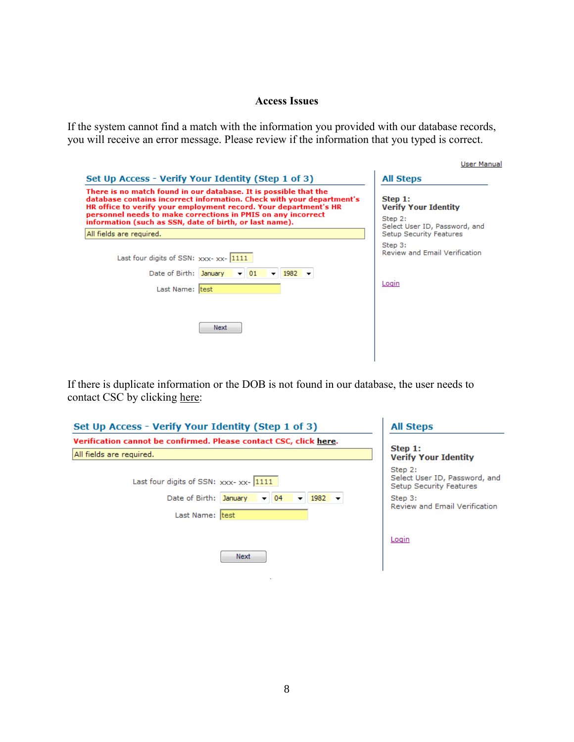## Access Issues

If the system cannot find a match with the information you provided with our database records, you will receive an error message. Please review if the information that you typed is correct.

User Manual

**Set Up Access - Verify Your Identity (Step 1 of 3)**

**There is no match found in our database. It is possible that the database contains incorrect information. Check with your department's HR office to verify your employment record. Your department's HR personnel needs to make corrections in PMIS on any incorrect information (such as SSN, date of birth, or last name).**

All fields are required.

Last four digits of SSN: xxx- xx- 1111

Date of Birth: January 01 1982

Last Name: test

Next

**All Steps**

**Step 1:**
**Verify Your Identity**

Step 2:
Select User ID, Password, and Setup Security Features

Step 3:
Review and Email Verification

Login

If there is duplicate information or the DOB is not found in our database, the user needs to contact CSC by clicking here:

**Set Up Access - Verify Your Identity (Step 1 of 3)**

**Verification cannot be confirmed. Please contact CSC, click here.**

All fields are required.

Last four digits of SSN: xxx- xx- 1111

Date of Birth: January 04 1982

Last Name: test

Next

**All Steps**

**Step 1:**
**Verify Your Identity**

Step 2:
Select User ID, Password, and Setup Security Features

Step 3:
Review and Email Verification

Login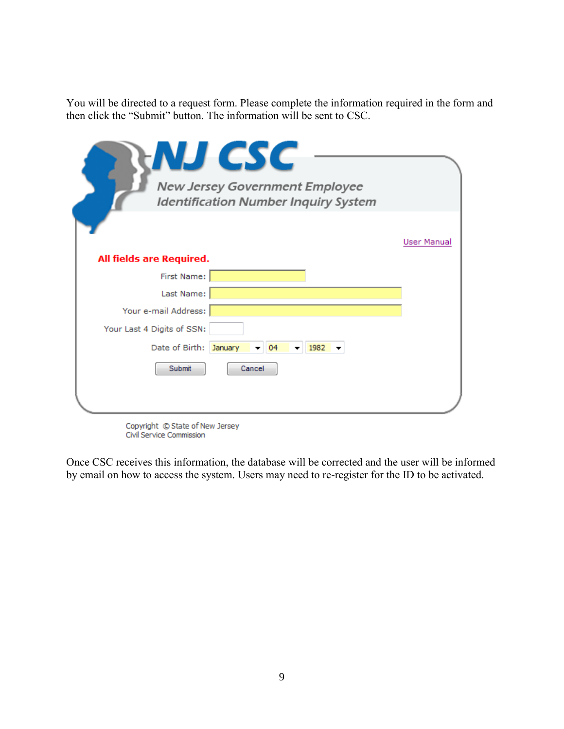You will be directed to a request form. Please complete the information required in the form and then click the "Submit" button. The information will be sent to CSC.

**NJ CSC**

*New Jersey Government Employee Identification Number Inquiry System*

User Manual

**All fields are Required.**

First Name:

Last Name:

Your e-mail Address:

Your Last 4 Digits of SSN:

Date of Birth: January 04 1982

Submit Cancel

Copyright © State of New Jersey
Civil Service Commission

Once CSC receives this information, the database will be corrected and the user will be informed by email on how to access the system. Users may need to re-register for the ID to be activated.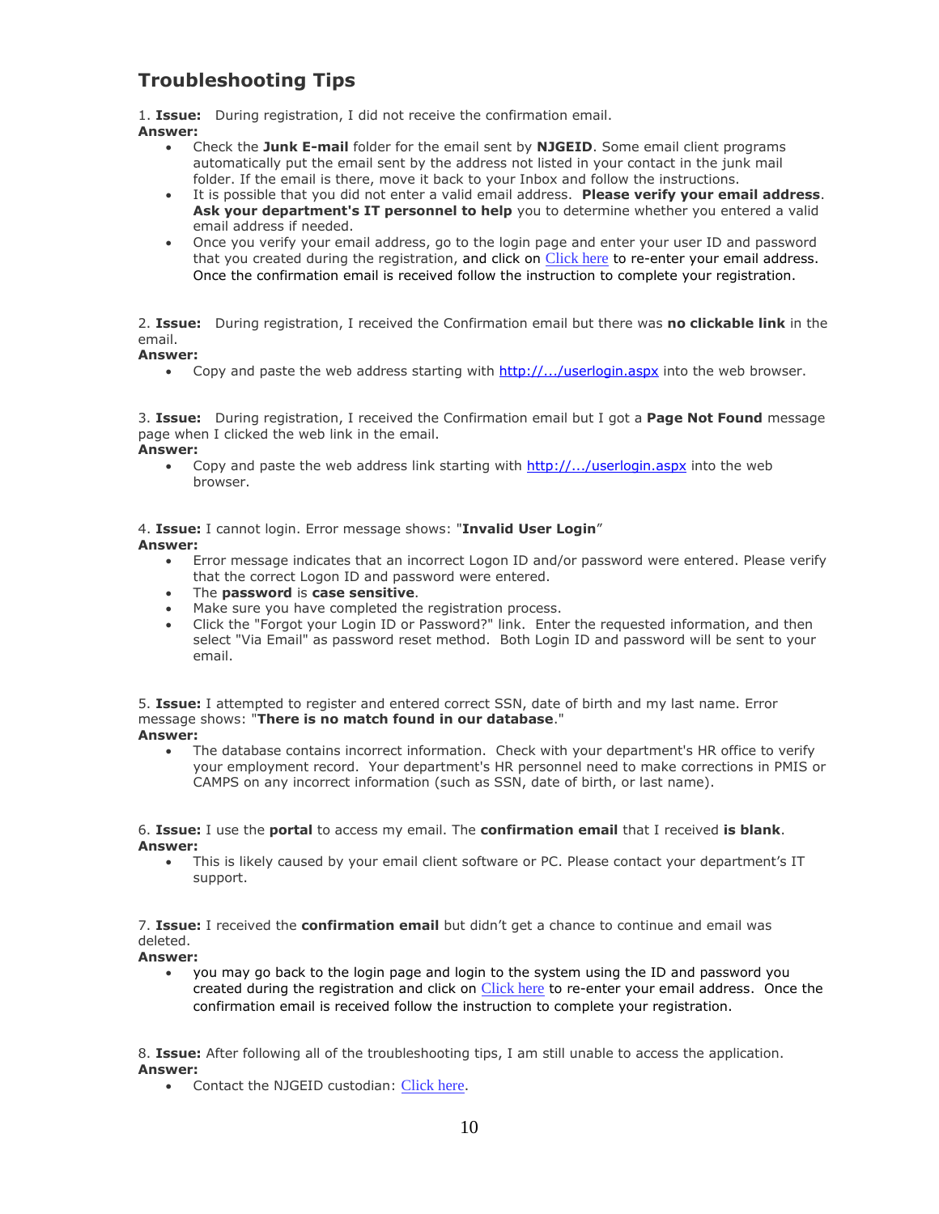## Troubleshooting Tips

1. **Issue:** During registration, I did not receive the confirmation email.
**Answer:**

- Check the **Junk E-mail** folder for the email sent by **NJGEID**. Some email client programs automatically put the email sent by the address not listed in your contact in the junk mail folder. If the email is there, move it back to your Inbox and follow the instructions.
- It is possible that you did not enter a valid email address. **Please verify your email address**. **Ask your department's IT personnel to help** you to determine whether you entered a valid email address if needed.
- Once you verify your email address, go to the login page and enter your user ID and password that you created during the registration, and click on Click here to re-enter your email address. Once the confirmation email is received follow the instruction to complete your registration.

2. **Issue:** During registration, I received the Confirmation email but there was **no clickable link** in the email.
**Answer:**

- Copy and paste the web address starting with http://.../userlogin.aspx into the web browser.

3. **Issue:** During registration, I received the Confirmation email but I got a **Page Not Found** message page when I clicked the web link in the email.
**Answer:**

- Copy and paste the web address link starting with http://.../userlogin.aspx into the web browser.

4. **Issue:** I cannot login. Error message shows: "**Invalid User Login**"
**Answer:**

- Error message indicates that an incorrect Logon ID and/or password were entered. Please verify that the correct Logon ID and password were entered.
- The **password** is **case sensitive**.
- Make sure you have completed the registration process.
- Click the "Forgot your Login ID or Password?" link. Enter the requested information, and then select "Via Email" as password reset method. Both Login ID and password will be sent to your email.

5. **Issue:** I attempted to register and entered correct SSN, date of birth and my last name. Error message shows: "**There is no match found in our database**."
**Answer:**

- The database contains incorrect information. Check with your department's HR office to verify your employment record. Your department's HR personnel need to make corrections in PMIS or CAMPS on any incorrect information (such as SSN, date of birth, or last name).

6. **Issue:** I use the **portal** to access my email. The **confirmation email** that I received **is blank**.
**Answer:**

- This is likely caused by your email client software or PC. Please contact your department's IT support.

7. **Issue:** I received the **confirmation email** but didn't get a chance to continue and email was deleted.
**Answer:**

- you may go back to the login page and login to the system using the ID and password you created during the registration and click on Click here to re-enter your email address. Once the confirmation email is received follow the instruction to complete your registration.

8. **Issue:** After following all of the troubleshooting tips, I am still unable to access the application.
**Answer:**

- Contact the NJGEID custodian: Click here.